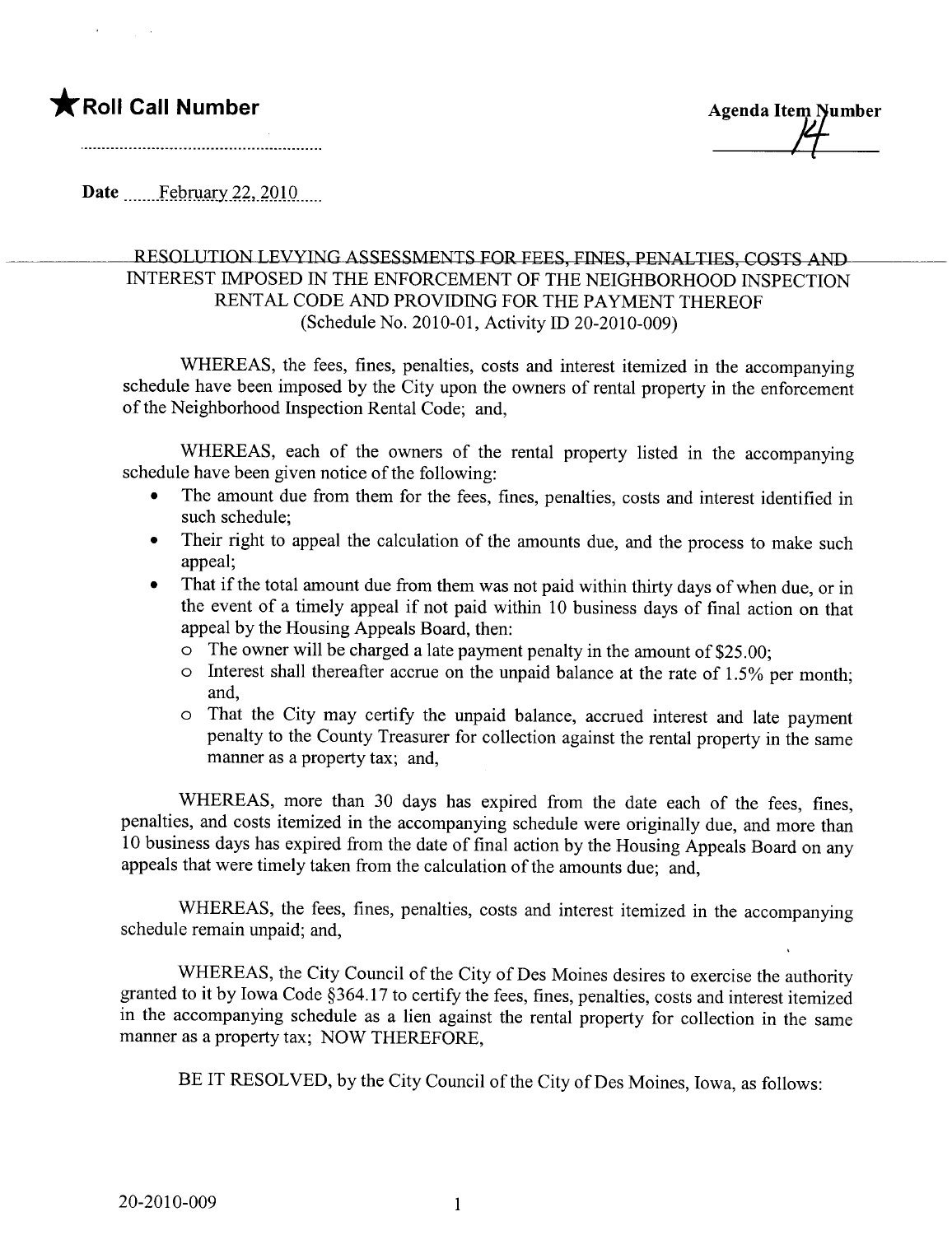★**Roll Call Number**

..........................................................

**Agenda Item Number**

14

**Date** February 22, 2010

RESOLUTION LEVYING ASSESSMENTS FOR FEES, FINES, PENALTIES, COSTS AND INTEREST IMPOSED IN THE ENFORCEMENT OF THE NEIGHBORHOOD INSPECTION RENTAL CODE AND PROVIDING FOR THE PAYMENT THEREOF (Schedule No. 2010-01, Activity ID 20-2010-009)

WHEREAS, the fees, fines, penalties, costs and interest itemized in the accompanying schedule have been imposed by the City upon the owners of rental property in the enforcement of the Neighborhood Inspection Rental Code; and,

WHEREAS, each of the owners of the rental property listed in the accompanying schedule have been given notice of the following:

- The amount due from them for the fees, fines, penalties, costs and interest identified in such schedule;
- Their right to appeal the calculation of the amounts due, and the process to make such appeal;
- That if the total amount due from them was not paid within thirty days of when due, or in the event of a timely appeal if not paid within 10 business days of final action on that appeal by the Housing Appeals Board, then:
  - The owner will be charged a late payment penalty in the amount of $25.00;
  - Interest shall thereafter accrue on the unpaid balance at the rate of 1.5% per month; and,
  - That the City may certify the unpaid balance, accrued interest and late payment penalty to the County Treasurer for collection against the rental property in the same manner as a property tax; and,

WHEREAS, more than 30 days has expired from the date each of the fees, fines, penalties, and costs itemized in the accompanying schedule were originally due, and more than 10 business days has expired from the date of final action by the Housing Appeals Board on any appeals that were timely taken from the calculation of the amounts due; and,

WHEREAS, the fees, fines, penalties, costs and interest itemized in the accompanying schedule remain unpaid; and,

WHEREAS, the City Council of the City of Des Moines desires to exercise the authority granted to it by Iowa Code §364.17 to certify the fees, fines, penalties, costs and interest itemized in the accompanying schedule as a lien against the rental property for collection in the same manner as a property tax; NOW THEREFORE,

BE IT RESOLVED, by the City Council of the City of Des Moines, Iowa, as follows:

20-2010-009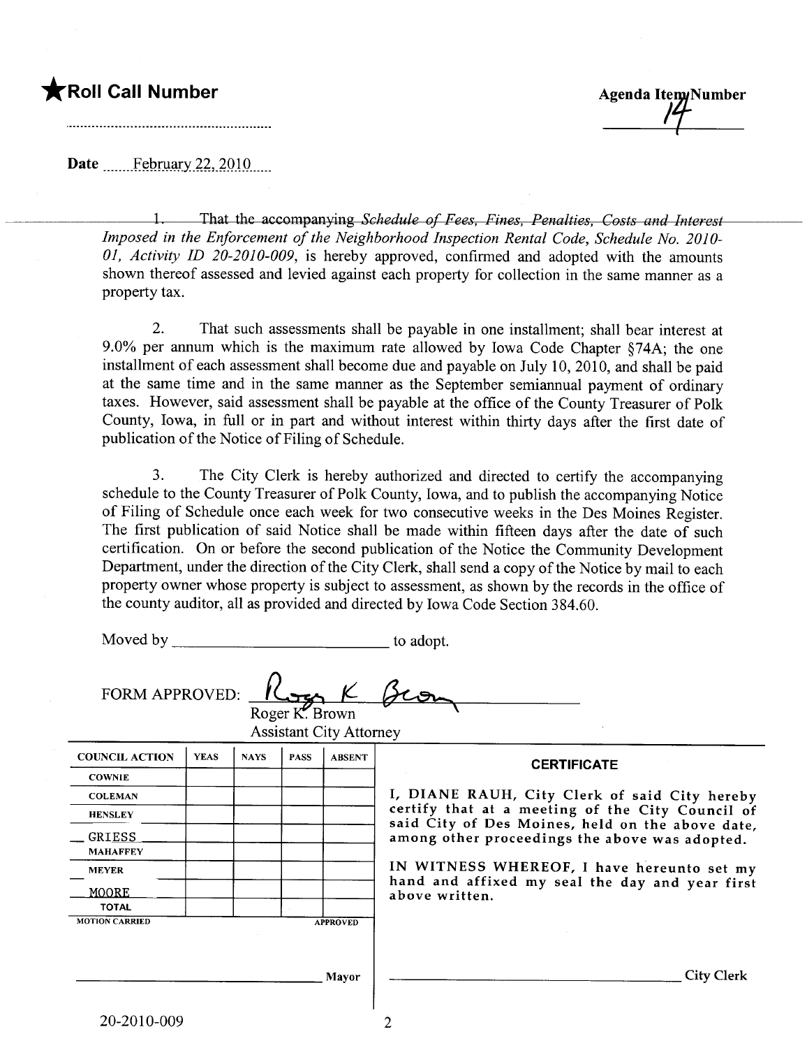**★Roll Call Number**

..........................................................

**Agenda Item Number**

14

**Date** February 22, 2010

1. That the accompanying *Schedule of Fees, Fines, Penalties, Costs and Interest Imposed in the Enforcement of the Neighborhood Inspection Rental Code, Schedule No. 2010-01, Activity ID 20-2010-009*, is hereby approved, confirmed and adopted with the amounts shown thereof assessed and levied against each property for collection in the same manner as a property tax.

2. That such assessments shall be payable in one installment; shall bear interest at 9.0% per annum which is the maximum rate allowed by Iowa Code Chapter §74A; the one installment of each assessment shall become due and payable on July 10, 2010, and shall be paid at the same time and in the same manner as the September semiannual payment of ordinary taxes. However, said assessment shall be payable at the office of the County Treasurer of Polk County, Iowa, in full or in part and without interest within thirty days after the first date of publication of the Notice of Filing of Schedule.

3. The City Clerk is hereby authorized and directed to certify the accompanying schedule to the County Treasurer of Polk County, Iowa, and to publish the accompanying Notice of Filing of Schedule once each week for two consecutive weeks in the Des Moines Register. The first publication of said Notice shall be made within fifteen days after the date of such certification. On or before the second publication of the Notice the Community Development Department, under the direction of the City Clerk, shall send a copy of the Notice by mail to each property owner whose property is subject to assessment, as shown by the records in the office of the county auditor, all as provided and directed by Iowa Code Section 384.60.

Moved by ____________________________ to adopt.

FORM APPROVED: Roger K. Brown
Roger K. Brown
Assistant City Attorney

| COUNCIL ACTION | YEAS | NAYS | PASS | ABSENT |
|---|---|---|---|---|
| COWNIE | | | | |
| COLEMAN | | | | |
| HENSLEY | | | | |
| GRIESS | | | | |
| MAHAFFEY | | | | |
| MEYER | | | | |
| MOORE | | | | |
| TOTAL | | | | |

MOTION CARRIED                APPROVED

______________________________ Mayor

**CERTIFICATE**

I, DIANE RAUH, City Clerk of said City hereby certify that at a meeting of the City Council of said City of Des Moines, held on the above date, among other proceedings the above was adopted.

IN WITNESS WHEREOF, I have hereunto set my hand and affixed my seal the day and year first above written.

______________________________ City Clerk

20-2010-009